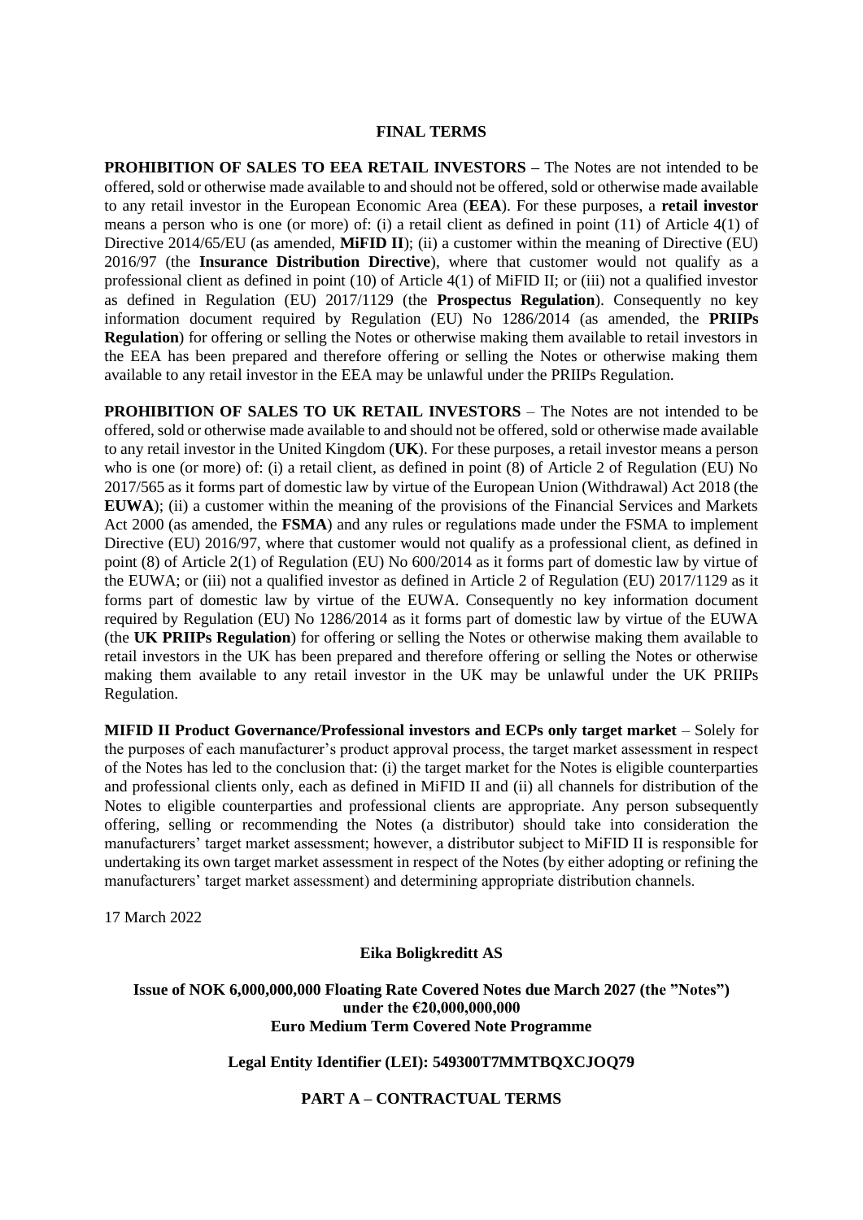# FINAL TERMS

**PROHIBITION OF SALES TO EEA RETAIL INVESTORS –** The Notes are not intended to be offered, sold or otherwise made available to and should not be offered, sold or otherwise made available to any retail investor in the European Economic Area (**EEA**). For these purposes, a **retail investor** means a person who is one (or more) of: (i) a retail client as defined in point (11) of Article 4(1) of Directive 2014/65/EU (as amended, **MiFID II**); (ii) a customer within the meaning of Directive (EU) 2016/97 (the **Insurance Distribution Directive**), where that customer would not qualify as a professional client as defined in point (10) of Article 4(1) of MiFID II; or (iii) not a qualified investor as defined in Regulation (EU) 2017/1129 (the **Prospectus Regulation**). Consequently no key information document required by Regulation (EU) No 1286/2014 (as amended, the **PRIIPs Regulation**) for offering or selling the Notes or otherwise making them available to retail investors in the EEA has been prepared and therefore offering or selling the Notes or otherwise making them available to any retail investor in the EEA may be unlawful under the PRIIPs Regulation.

**PROHIBITION OF SALES TO UK RETAIL INVESTORS** – The Notes are not intended to be offered, sold or otherwise made available to and should not be offered, sold or otherwise made available to any retail investor in the United Kingdom (**UK**). For these purposes, a retail investor means a person who is one (or more) of: (i) a retail client, as defined in point (8) of Article 2 of Regulation (EU) No 2017/565 as it forms part of domestic law by virtue of the European Union (Withdrawal) Act 2018 (the **EUWA**); (ii) a customer within the meaning of the provisions of the Financial Services and Markets Act 2000 (as amended, the **FSMA**) and any rules or regulations made under the FSMA to implement Directive (EU) 2016/97, where that customer would not qualify as a professional client, as defined in point (8) of Article 2(1) of Regulation (EU) No 600/2014 as it forms part of domestic law by virtue of the EUWA; or (iii) not a qualified investor as defined in Article 2 of Regulation (EU) 2017/1129 as it forms part of domestic law by virtue of the EUWA. Consequently no key information document required by Regulation (EU) No 1286/2014 as it forms part of domestic law by virtue of the EUWA (the **UK PRIIPs Regulation**) for offering or selling the Notes or otherwise making them available to retail investors in the UK has been prepared and therefore offering or selling the Notes or otherwise making them available to any retail investor in the UK may be unlawful under the UK PRIIPs Regulation.

**MIFID II Product Governance/Professional investors and ECPs only target market** – Solely for the purposes of each manufacturer's product approval process, the target market assessment in respect of the Notes has led to the conclusion that: (i) the target market for the Notes is eligible counterparties and professional clients only, each as defined in MiFID II and (ii) all channels for distribution of the Notes to eligible counterparties and professional clients are appropriate. Any person subsequently offering, selling or recommending the Notes (a distributor) should take into consideration the manufacturers' target market assessment; however, a distributor subject to MiFID II is responsible for undertaking its own target market assessment in respect of the Notes (by either adopting or refining the manufacturers' target market assessment) and determining appropriate distribution channels.

17 March 2022

**Eika Boligkreditt AS**

**Issue of NOK 6,000,000,000 Floating Rate Covered Notes due March 2027 (the "Notes") under the €20,000,000,000 Euro Medium Term Covered Note Programme**

**Legal Entity Identifier (LEI): 549300T7MMTBQXCJOQ79**

## PART A – CONTRACTUAL TERMS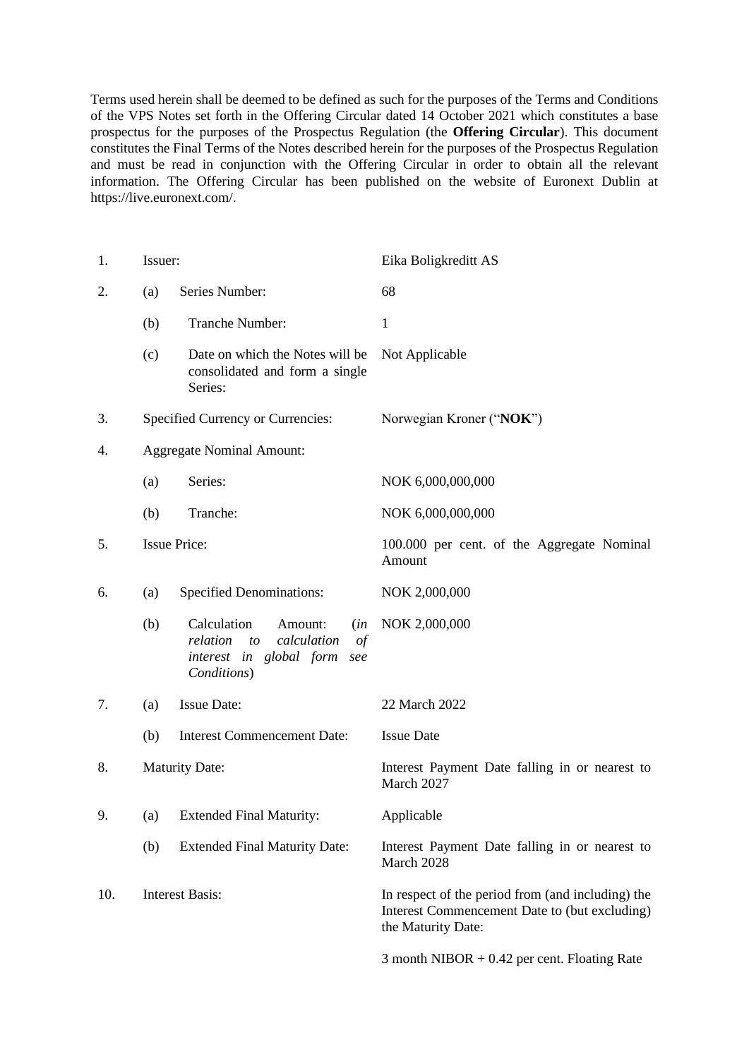Terms used herein shall be deemed to be defined as such for the purposes of the Terms and Conditions of the VPS Notes set forth in the Offering Circular dated 14 October 2021 which constitutes a base prospectus for the purposes of the Prospectus Regulation (the **Offering Circular**). This document constitutes the Final Terms of the Notes described herein for the purposes of the Prospectus Regulation and must be read in conjunction with the Offering Circular in order to obtain all the relevant information. The Offering Circular has been published on the website of Euronext Dublin at https://live.euronext.com/.

| | | |
|---|---|---|
| 1. | Issuer: | Eika Boligkreditt AS |
| 2. | (a) Series Number: | 68 |
| | (b) Tranche Number: | 1 |
| | (c) Date on which the Notes will be consolidated and form a single Series: | Not Applicable |
| 3. | Specified Currency or Currencies: | Norwegian Kroner ("**NOK**") |
| 4. | Aggregate Nominal Amount: | |
| | (a) Series: | NOK 6,000,000,000 |
| | (b) Tranche: | NOK 6,000,000,000 |
| 5. | Issue Price: | 100.000 per cent. of the Aggregate Nominal Amount |
| 6. | (a) Specified Denominations: | NOK 2,000,000 |
| | (b) Calculation Amount: (*in relation to calculation of interest in global form see Conditions*) | NOK 2,000,000 |
| 7. | (a) Issue Date: | 22 March 2022 |
| | (b) Interest Commencement Date: | Issue Date |
| 8. | Maturity Date: | Interest Payment Date falling in or nearest to March 2027 |
| 9. | (a) Extended Final Maturity: | Applicable |
| | (b) Extended Final Maturity Date: | Interest Payment Date falling in or nearest to March 2028 |
| 10. | Interest Basis: | In respect of the period from (and including) the Interest Commencement Date to (but excluding) the Maturity Date:<br><br>3 month NIBOR + 0.42 per cent. Floating Rate |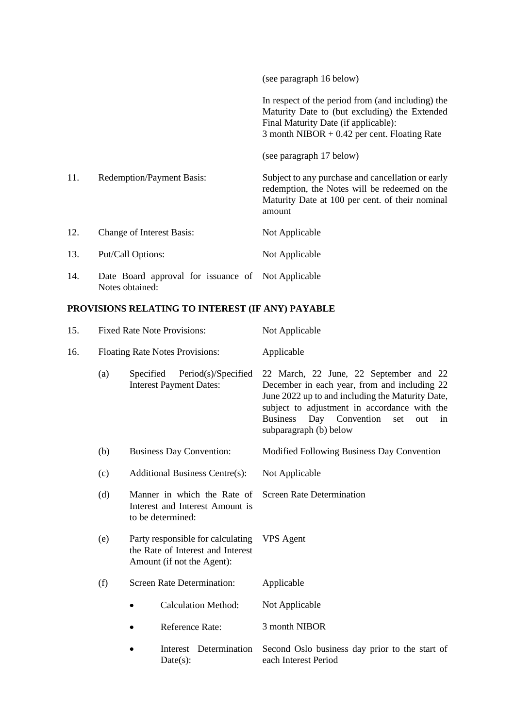| | | |
|---|---|---|
| | | (see paragraph 16 below) |
| | | In respect of the period from (and including) the Maturity Date to (but excluding) the Extended Final Maturity Date (if applicable): 3 month NIBOR + 0.42 per cent. Floating Rate |
| | | (see paragraph 17 below) |
| 11. | Redemption/Payment Basis: | Subject to any purchase and cancellation or early redemption, the Notes will be redeemed on the Maturity Date at 100 per cent. of their nominal amount |
| 12. | Change of Interest Basis: | Not Applicable |
| 13. | Put/Call Options: | Not Applicable |
| 14. | Date Board approval for issuance of Notes obtained: | Not Applicable |

**PROVISIONS RELATING TO INTEREST (IF ANY) PAYABLE**

| | | | |
|---|---|---|---|
| 15. | | Fixed Rate Note Provisions: | Not Applicable |
| 16. | | Floating Rate Notes Provisions: | Applicable |
| | (a) | Specified Period(s)/Specified Interest Payment Dates: | 22 March, 22 June, 22 September and 22 December in each year, from and including 22 June 2022 up to and including the Maturity Date, subject to adjustment in accordance with the Business Day Convention set out in subparagraph (b) below |
| | (b) | Business Day Convention: | Modified Following Business Day Convention |
| | (c) | Additional Business Centre(s): | Not Applicable |
| | (d) | Manner in which the Rate of Interest and Interest Amount is to be determined: | Screen Rate Determination |
| | (e) | Party responsible for calculating the Rate of Interest and Interest Amount (if not the Agent): | VPS Agent |
| | (f) | Screen Rate Determination: | Applicable |
| | | • Calculation Method: | Not Applicable |
| | | • Reference Rate: | 3 month NIBOR |
| | | • Interest Determination Date(s): | Second Oslo business day prior to the start of each Interest Period |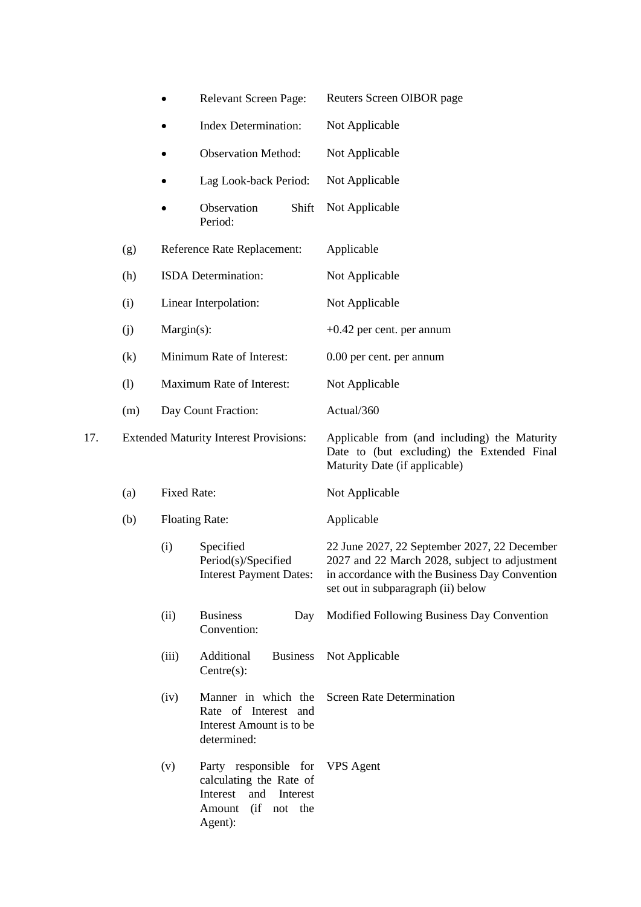| | | | |
|---|---|---|---|
| | • | Relevant Screen Page: | Reuters Screen OIBOR page |
| | • | Index Determination: | Not Applicable |
| | • | Observation Method: | Not Applicable |
| | • | Lag Look-back Period: | Not Applicable |
| | • | Observation Shift Period: | Not Applicable |
| | (g) | Reference Rate Replacement: | Applicable |
| | (h) | ISDA Determination: | Not Applicable |
| | (i) | Linear Interpolation: | Not Applicable |
| | (j) | Margin(s): | +0.42 per cent. per annum |
| | (k) | Minimum Rate of Interest: | 0.00 per cent. per annum |
| | (l) | Maximum Rate of Interest: | Not Applicable |
| | (m) | Day Count Fraction: | Actual/360 |
| 17. | | Extended Maturity Interest Provisions: | Applicable from (and including) the Maturity Date to (but excluding) the Extended Final Maturity Date (if applicable) |
| | (a) | Fixed Rate: | Not Applicable |
| | (b) | Floating Rate: | Applicable |
| | (i) | Specified Period(s)/Specified Interest Payment Dates: | 22 June 2027, 22 September 2027, 22 December 2027 and 22 March 2028, subject to adjustment in accordance with the Business Day Convention set out in subparagraph (ii) below |
| | (ii) | Business Day Convention: | Modified Following Business Day Convention |
| | (iii) | Additional Business Centre(s): | Not Applicable |
| | (iv) | Manner in which the Rate of Interest and Interest Amount is to be determined: | Screen Rate Determination |
| | (v) | Party responsible for calculating the Rate of Interest and Interest Amount (if not the Agent): | VPS Agent |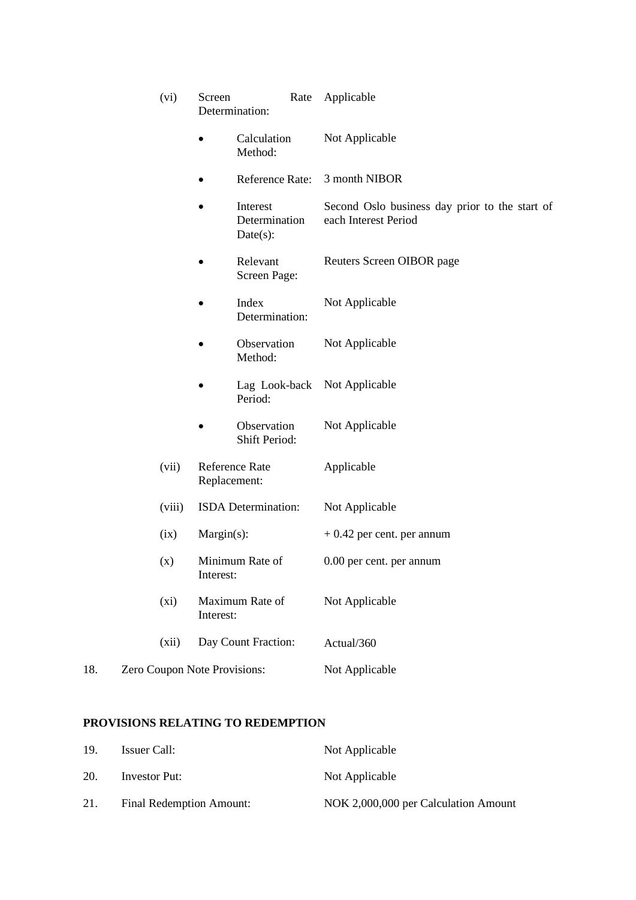| | | |
|---|---|---|
| (vi) | Screen Rate Determination: | Applicable |
| | • Calculation Method: | Not Applicable |
| | • Reference Rate: | 3 month NIBOR |
| | • Interest Determination Date(s): | Second Oslo business day prior to the start of each Interest Period |
| | • Relevant Screen Page: | Reuters Screen OIBOR page |
| | • Index Determination: | Not Applicable |
| | • Observation Method: | Not Applicable |
| | • Lag Look-back Period: | Not Applicable |
| | • Observation Shift Period: | Not Applicable |
| (vii) | Reference Rate Replacement: | Applicable |
| (viii) | ISDA Determination: | Not Applicable |
| (ix) | Margin(s): | + 0.42 per cent. per annum |
| (x) | Minimum Rate of Interest: | 0.00 per cent. per annum |
| (xi) | Maximum Rate of Interest: | Not Applicable |
| (xii) | Day Count Fraction: | Actual/360 |

| | | |
|---|---|---|
| 18. | Zero Coupon Note Provisions: | Not Applicable |

**PROVISIONS RELATING TO REDEMPTION**

| | | |
|---|---|---|
| 19. | Issuer Call: | Not Applicable |
| 20. | Investor Put: | Not Applicable |
| 21. | Final Redemption Amount: | NOK 2,000,000 per Calculation Amount |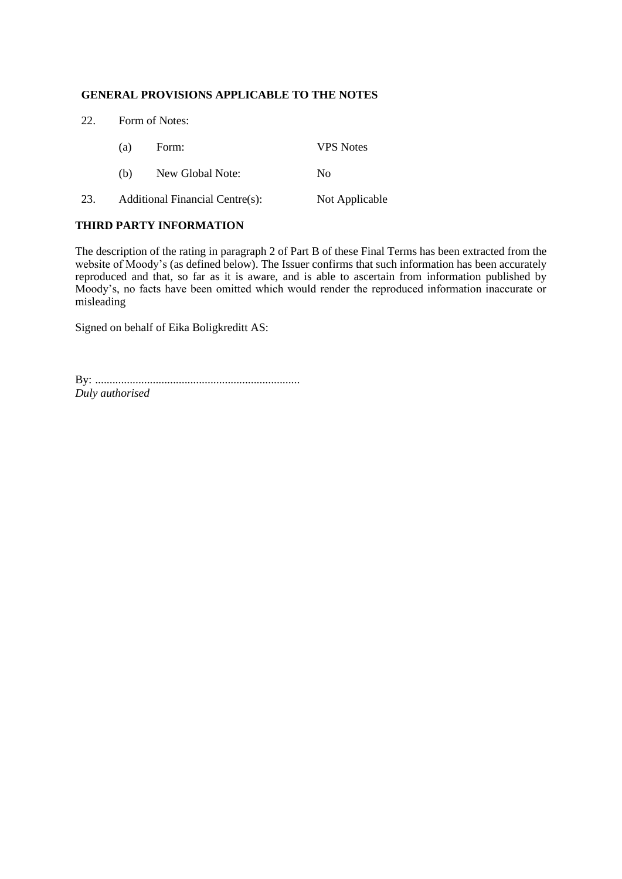## GENERAL PROVISIONS APPLICABLE TO THE NOTES

| | | |
|---|---|---|
| 22. | Form of Notes: | |
| | (a) Form: | VPS Notes |
| | (b) New Global Note: | No |
| 23. | Additional Financial Centre(s): | Not Applicable |

## THIRD PARTY INFORMATION

The description of the rating in paragraph 2 of Part B of these Final Terms has been extracted from the website of Moody's (as defined below). The Issuer confirms that such information has been accurately reproduced and that, so far as it is aware, and is able to ascertain from information published by Moody's, no facts have been omitted which would render the reproduced information inaccurate or misleading

Signed on behalf of Eika Boligkreditt AS:

By: .......................................................................
*Duly authorised*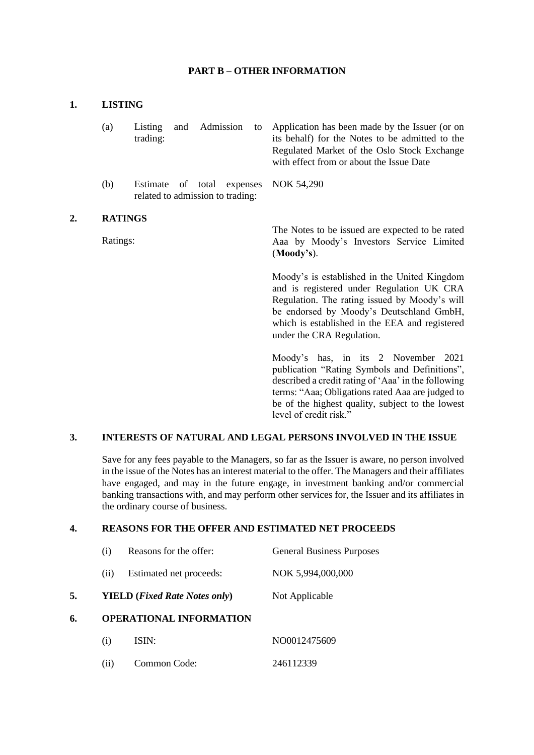# PART B – OTHER INFORMATION

## 1. LISTING

| | | |
|---|---|---|
| (a) | Listing and Admission to trading: | Application has been made by the Issuer (or on its behalf) for the Notes to be admitted to the Regulated Market of the Oslo Stock Exchange with effect from or about the Issue Date |
| (b) | Estimate of total expenses related to admission to trading: | NOK 54,290 |

## 2. RATINGS

Ratings:

The Notes to be issued are expected to be rated Aaa by Moody's Investors Service Limited (**Moody's**).

Moody's is established in the United Kingdom and is registered under Regulation UK CRA Regulation. The rating issued by Moody's will be endorsed by Moody's Deutschland GmbH, which is established in the EEA and registered under the CRA Regulation.

Moody's has, in its 2 November 2021 publication "Rating Symbols and Definitions", described a credit rating of 'Aaa' in the following terms: "Aaa; Obligations rated Aaa are judged to be of the highest quality, subject to the lowest level of credit risk."

## 3. INTERESTS OF NATURAL AND LEGAL PERSONS INVOLVED IN THE ISSUE

Save for any fees payable to the Managers, so far as the Issuer is aware, no person involved in the issue of the Notes has an interest material to the offer. The Managers and their affiliates have engaged, and may in the future engage, in investment banking and/or commercial banking transactions with, and may perform other services for, the Issuer and its affiliates in the ordinary course of business.

## 4. REASONS FOR THE OFFER AND ESTIMATED NET PROCEEDS

| | | |
|---|---|---|
| (i) | Reasons for the offer: | General Business Purposes |
| (ii) | Estimated net proceeds: | NOK 5,994,000,000 |

## 5. YIELD (*Fixed Rate Notes only*)

Not Applicable

## 6. OPERATIONAL INFORMATION

| | | |
|---|---|---|
| (i) | ISIN: | NO0012475609 |
| (ii) | Common Code: | 246112339 |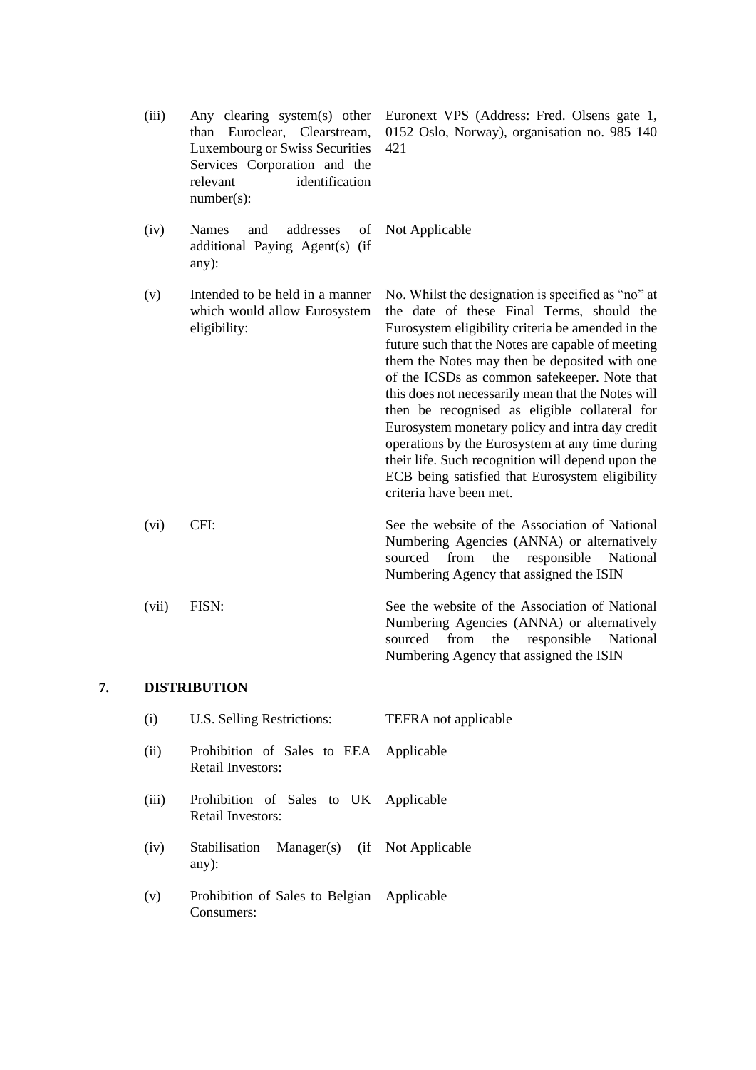| | | |
|---|---|---|
| (iii) | Any clearing system(s) other than Euroclear, Clearstream, Luxembourg or Swiss Securities Services Corporation and the relevant identification number(s): | Euronext VPS (Address: Fred. Olsens gate 1, 0152 Oslo, Norway), organisation no. 985 140 421 |
| (iv) | Names and addresses of additional Paying Agent(s) (if any): | Not Applicable |
| (v) | Intended to be held in a manner which would allow Eurosystem eligibility: | No. Whilst the designation is specified as "no" at the date of these Final Terms, should the Eurosystem eligibility criteria be amended in the future such that the Notes are capable of meeting them the Notes may then be deposited with one of the ICSDs as common safekeeper. Note that this does not necessarily mean that the Notes will then be recognised as eligible collateral for Eurosystem monetary policy and intra day credit operations by the Eurosystem at any time during their life. Such recognition will depend upon the ECB being satisfied that Eurosystem eligibility criteria have been met. |
| (vi) | CFI: | See the website of the Association of National Numbering Agencies (ANNA) or alternatively sourced from the responsible National Numbering Agency that assigned the ISIN |
| (vii) | FISN: | See the website of the Association of National Numbering Agencies (ANNA) or alternatively sourced from the responsible National Numbering Agency that assigned the ISIN |

## 7. DISTRIBUTION

| | | |
|---|---|---|
| (i) | U.S. Selling Restrictions: | TEFRA not applicable |
| (ii) | Prohibition of Sales to EEA Retail Investors: | Applicable |
| (iii) | Prohibition of Sales to UK Retail Investors: | Applicable |
| (iv) | Stabilisation Manager(s) (if any): | Not Applicable |
| (v) | Prohibition of Sales to Belgian Consumers: | Applicable |